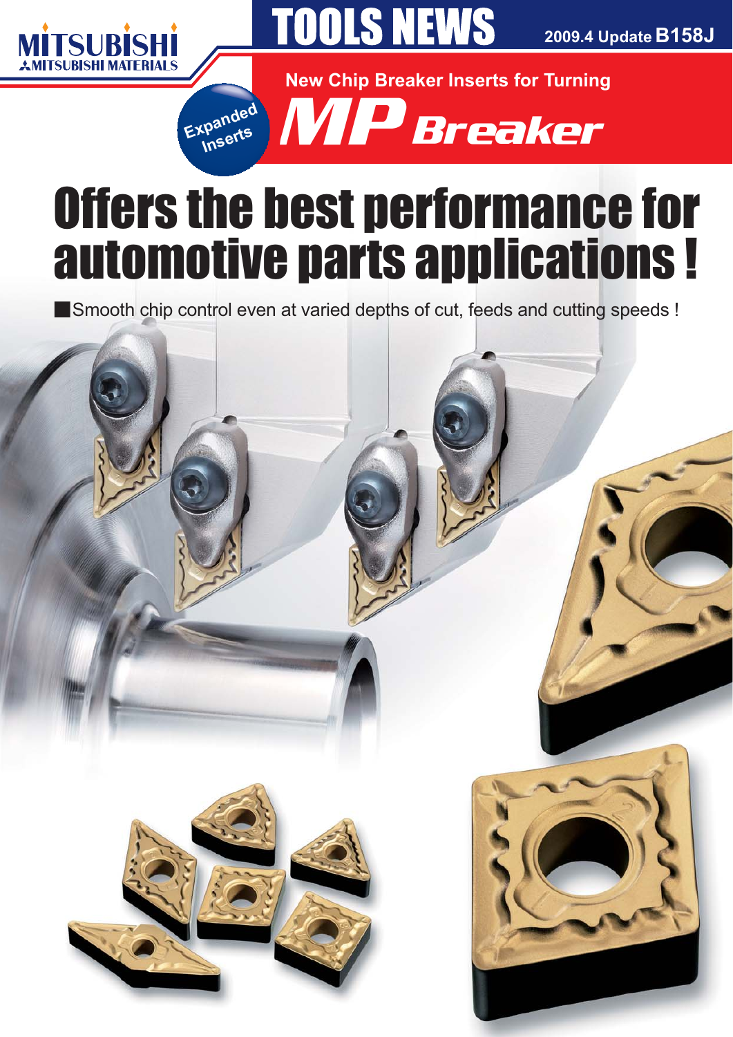MITSUBISHI
MITSUBISHI MATERIALS

# TOOLS NEWS

2009.4 Update B158J

New Chip Breaker Inserts for Turning

Expanded Inserts

## MP Breaker

# Offers the best performance for automotive parts applications !

■Smooth chip control even at varied depths of cut, feeds and cutting speeds !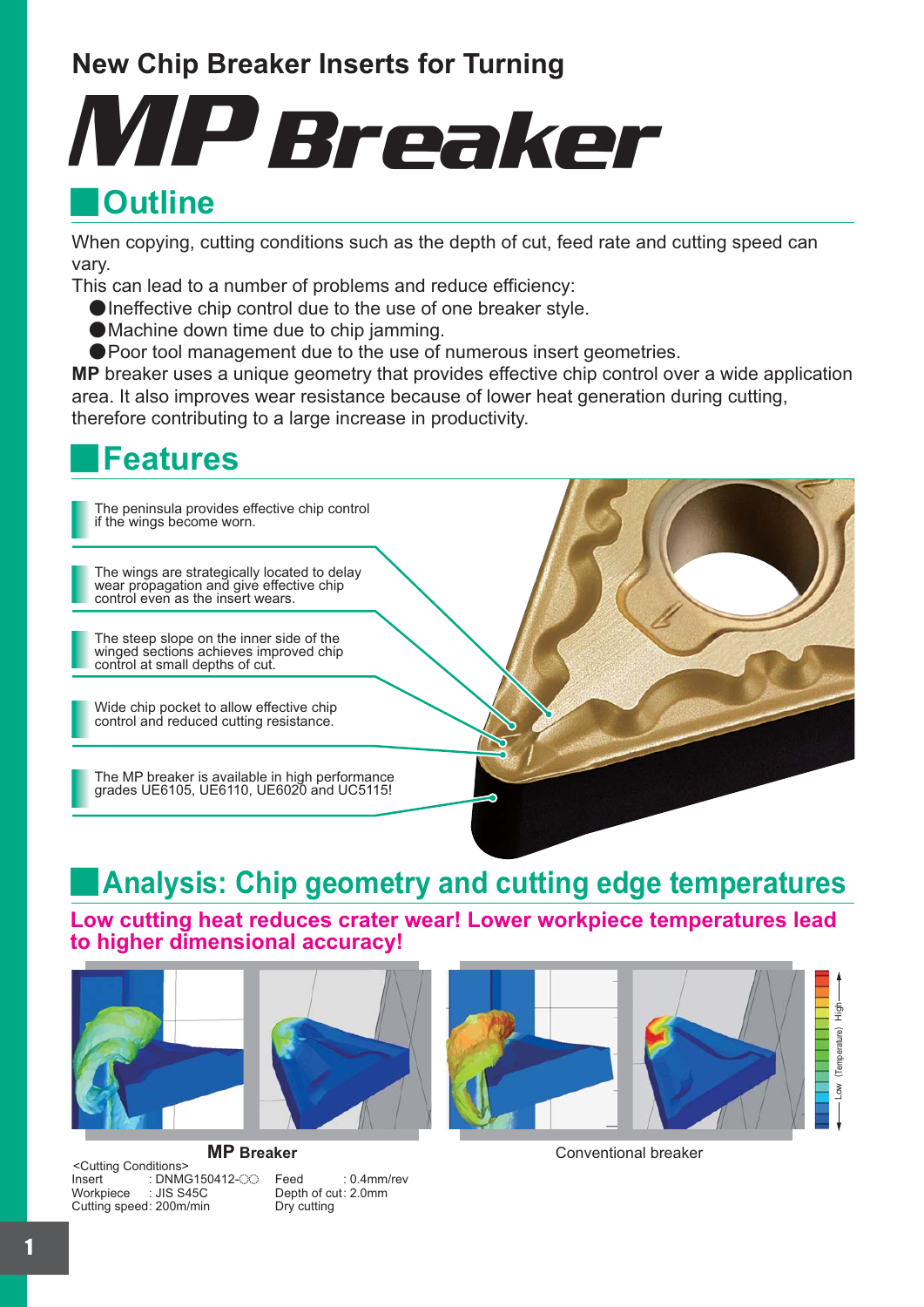## New Chip Breaker Inserts for Turning

# MP Breaker

## Outline

When copying, cutting conditions such as the depth of cut, feed rate and cutting speed can vary.

This can lead to a number of problems and reduce efficiency:

- Ineffective chip control due to the use of one breaker style.
- Machine down time due to chip jamming.
- Poor tool management due to the use of numerous insert geometries.

**MP** breaker uses a unique geometry that provides effective chip control over a wide application area. It also improves wear resistance because of lower heat generation during cutting, therefore contributing to a large increase in productivity.

## Features

- The peninsula provides effective chip control if the wings become worn.
- The wings are strategically located to delay wear propagation and give effective chip control even as the insert wears.
- The steep slope on the inner side of the winged sections achieves improved chip control at small depths of cut.
- Wide chip pocket to allow effective chip control and reduced cutting resistance.
- The MP breaker is available in high performance grades UE6105, UE6110, UE6020 and UC5115!

## Analysis: Chip geometry and cutting edge temperatures

**Low cutting heat reduces crater wear! Lower workpiece temperatures lead to higher dimensional accuracy!**

Low (Temperature) High

**MP** Breaker

Conventional breaker

<Cutting Conditions>
Insert : DNMG150412-○○
Workpiece : JIS S45C
Cutting speed: 200m/min
Feed : 0.4mm/rev
Depth of cut: 2.0mm
Dry cutting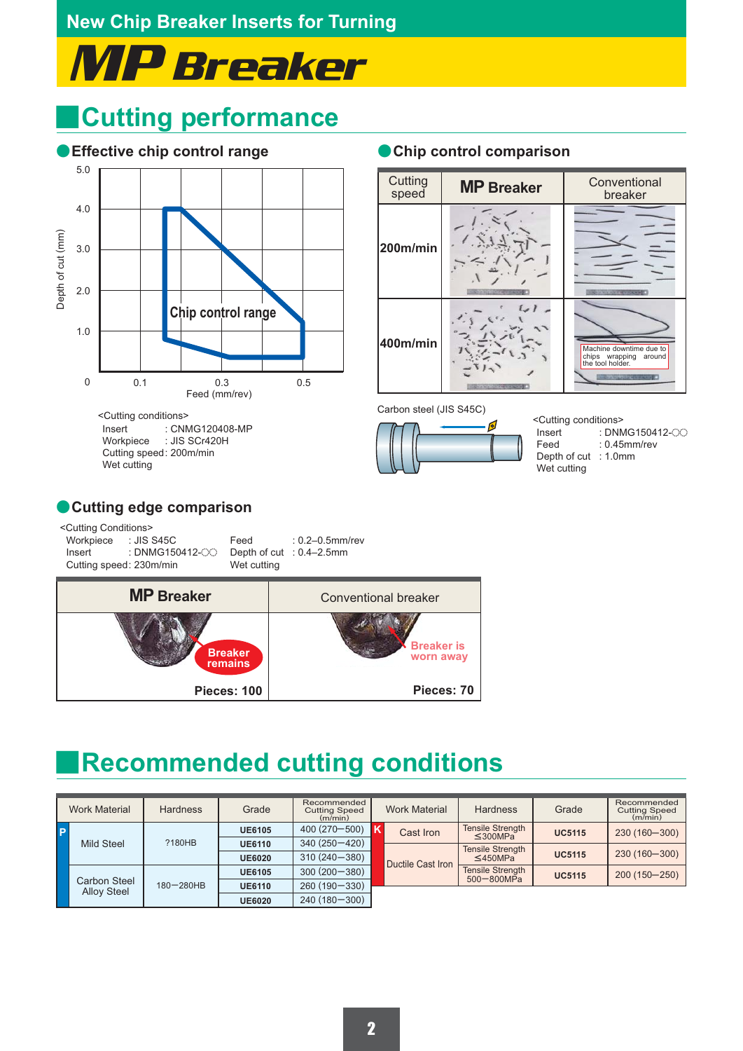New Chip Breaker Inserts for Turning

# MP Breaker

## Cutting performance

### Effective chip control range

Chip control range

Depth of cut (mm): 0, 1.0, 2.0, 3.0, 4.0, 5.0

Feed (mm/rev): 0.1, 0.3, 0.5

<Cutting conditions>
Insert : CNMG120408-MP
Workpiece : JIS SCr420H
Cutting speed: 200m/min
Wet cutting

### Chip control comparison

| Cutting speed | MP Breaker | Conventional breaker |
|---|---|---|
| 200m/min | | |
| 400m/min | | Machine downtime due to chips wrapping around the tool holder. |

Carbon steel (JIS S45C)

<Cutting conditions>
Insert : DNMG150412-○○
Feed : 0.45mm/rev
Depth of cut : 1.0mm
Wet cutting

### Cutting edge comparison

<Cutting Conditions>
Workpiece : JIS S45C
Insert : DNMG150412-○○
Cutting speed: 230m/min
Feed : 0.2–0.5mm/rev
Depth of cut : 0.4–2.5mm
Wet cutting

| MP Breaker | Conventional breaker |
|---|---|
| Breaker remains | Breaker is worn away |
| Pieces: 100 | Pieces: 70 |

## Recommended cutting conditions

| | Work Material | Hardness | Grade | Recommended Cutting Speed (m/min) |
|---|---|---|---|---|
| P | Mild Steel | ?180HB | UE6105 | 400 (270–500) |
| | | | UE6110 | 340 (250–420) |
| | | | UE6020 | 310 (240–380) |
| | Carbon Steel Alloy Steel | 180–280HB | UE6105 | 300 (200–380) |
| | | | UE6110 | 260 (190–330) |
| | | | UE6020 | 240 (180–300) |

| | Work Material | Hardness | Grade | Recommended Cutting Speed (m/min) |
|---|---|---|---|---|
| K | Cast Iron | Tensile Strength ≤300MPa | UC5115 | 230 (160–300) |
| | Ductile Cast Iron | Tensile Strength ≤450MPa | UC5115 | 230 (160–300) |
| | | Tensile Strength 500–800MPa | UC5115 | 200 (150–250) |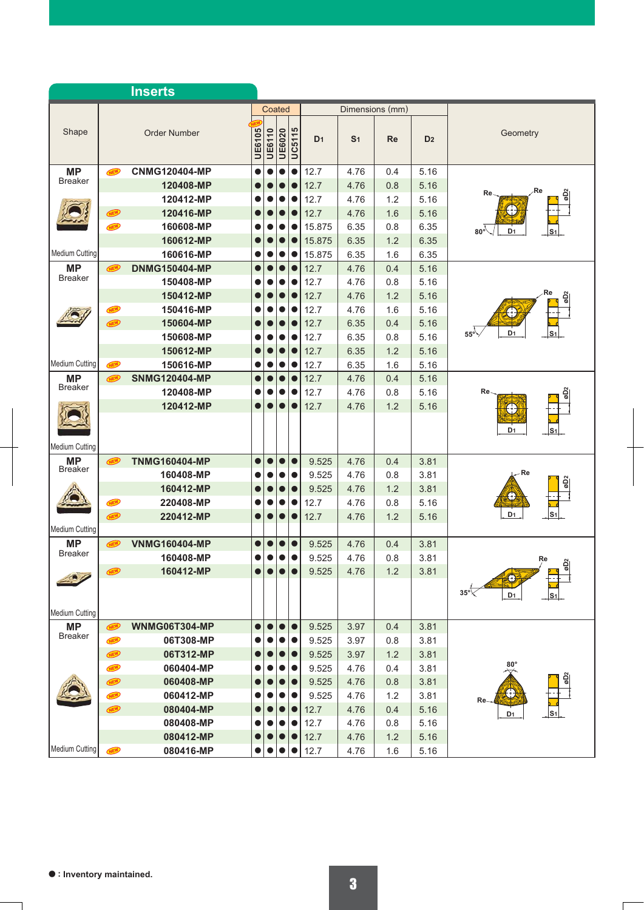## Inserts

| Shape | | Order Number | UE6105 (NEW) | UE6110 | UE6020 | UC5115 | D1 | S1 | Re | D2 | Geometry |
|---|---|---|---|---|---|---|---|---|---|---|---|
| | | | Coated | | | | Dimensions (mm) | | | | |
| **MP** Breaker | NEW | **CNMG120404-MP** | ● | ● | ● | ● | 12.7 | 4.76 | 0.4 | 5.16 | |
| | | **120408-MP** | ● | ● | ● | ● | 12.7 | 4.76 | 0.8 | 5.16 | |
| | | **120412-MP** | ● | ● | ● | ● | 12.7 | 4.76 | 1.2 | 5.16 | |
| | NEW | **120416-MP** | ● | ● | ● | ● | 12.7 | 4.76 | 1.6 | 5.16 | |
| | NEW | **160608-MP** | ● | ● | ● | ● | 15.875 | 6.35 | 0.8 | 6.35 | |
| | | **160612-MP** | ● | ● | ● | ● | 15.875 | 6.35 | 1.2 | 6.35 | |
| Medium Cutting | | **160616-MP** | ● | ● | ● | ● | 15.875 | 6.35 | 1.6 | 6.35 | |
| **MP** Breaker | NEW | **DNMG150404-MP** | ● | ● | ● | ● | 12.7 | 4.76 | 0.4 | 5.16 | |
| | | **150408-MP** | ● | ● | ● | ● | 12.7 | 4.76 | 0.8 | 5.16 | |
| | | **150412-MP** | ● | ● | ● | ● | 12.7 | 4.76 | 1.2 | 5.16 | |
| | NEW | **150416-MP** | ● | ● | ● | ● | 12.7 | 4.76 | 1.6 | 5.16 | |
| | NEW | **150604-MP** | ● | ● | ● | ● | 12.7 | 6.35 | 0.4 | 5.16 | |
| | | **150608-MP** | ● | ● | ● | ● | 12.7 | 6.35 | 0.8 | 5.16 | |
| | | **150612-MP** | ● | ● | ● | ● | 12.7 | 6.35 | 1.2 | 5.16 | |
| Medium Cutting | NEW | **150616-MP** | ● | ● | ● | ● | 12.7 | 6.35 | 1.6 | 5.16 | |
| **MP** Breaker | NEW | **SNMG120404-MP** | ● | ● | ● | ● | 12.7 | 4.76 | 0.4 | 5.16 | |
| | | **120408-MP** | ● | ● | ● | ● | 12.7 | 4.76 | 0.8 | 5.16 | |
| Medium Cutting | | **120412-MP** | ● | ● | ● | ● | 12.7 | 4.76 | 1.2 | 5.16 | |
| **MP** Breaker | NEW | **TNMG160404-MP** | ● | ● | ● | ● | 9.525 | 4.76 | 0.4 | 3.81 | |
| | | **160408-MP** | ● | ● | ● | ● | 9.525 | 4.76 | 0.8 | 3.81 | |
| | | **160412-MP** | ● | ● | ● | ● | 9.525 | 4.76 | 1.2 | 3.81 | |
| | NEW | **220408-MP** | ● | ● | ● | ● | 12.7 | 4.76 | 0.8 | 5.16 | |
| Medium Cutting | NEW | **220412-MP** | ● | ● | ● | ● | 12.7 | 4.76 | 1.2 | 5.16 | |
| **MP** Breaker | NEW | **VNMG160404-MP** | ● | ● | ● | ● | 9.525 | 4.76 | 0.4 | 3.81 | |
| | | **160408-MP** | ● | ● | ● | ● | 9.525 | 4.76 | 0.8 | 3.81 | |
| Medium Cutting | NEW | **160412-MP** | ● | ● | ● | ● | 9.525 | 4.76 | 1.2 | 3.81 | |
| **MP** Breaker | NEW | **WNMG06T304-MP** | ● | ● | ● | ● | 9.525 | 3.97 | 0.4 | 3.81 | |
| | NEW | **06T308-MP** | ● | ● | ● | ● | 9.525 | 3.97 | 0.8 | 3.81 | |
| | NEW | **06T312-MP** | ● | ● | ● | ● | 9.525 | 3.97 | 1.2 | 3.81 | |
| | NEW | **060404-MP** | ● | ● | ● | ● | 9.525 | 4.76 | 0.4 | 3.81 | |
| | NEW | **060408-MP** | ● | ● | ● | ● | 9.525 | 4.76 | 0.8 | 3.81 | |
| | NEW | **060412-MP** | ● | ● | ● | ● | 9.525 | 4.76 | 1.2 | 3.81 | |
| | NEW | **080404-MP** | ● | ● | ● | ● | 12.7 | 4.76 | 0.4 | 5.16 | |
| | | **080408-MP** | ● | ● | ● | ● | 12.7 | 4.76 | 0.8 | 5.16 | |
| | | **080412-MP** | ● | ● | ● | ● | 12.7 | 4.76 | 1.2 | 5.16 | |
| Medium Cutting | NEW | **080416-MP** | ● | ● | ● | ● | 12.7 | 4.76 | 1.6 | 5.16 | |

**● : Inventory maintained.**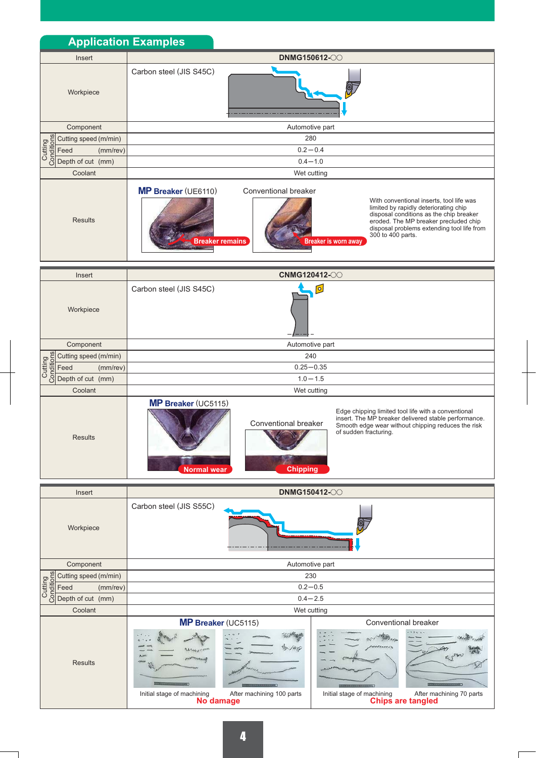## Application Examples

| Insert | DNMG150612-○○ |
|---|---|
| Workpiece | Carbon steel (JIS S45C) |
| Component | Automotive part |
| Cutting Conditions: Cutting speed (m/min) | 280 |
| Cutting Conditions: Feed (mm/rev) | 0.2－0.4 |
| Cutting Conditions: Depth of cut (mm) | 0.4－1.0 |
| Coolant | Wet cutting |
| Results | **MP Breaker** (UE6110): Breaker remains<br>Conventional breaker: Breaker is worn away<br>With conventional inserts, tool life was limited by rapidly deteriorating chip disposal conditions as the chip breaker eroded. The MP breaker precluded chip disposal problems extending tool life from 300 to 400 parts. |

| Insert | CNMG120412-○○ |
|---|---|
| Workpiece | Carbon steel (JIS S45C) |
| Component | Automotive part |
| Cutting Conditions: Cutting speed (m/min) | 240 |
| Cutting Conditions: Feed (mm/rev) | 0.25－0.35 |
| Cutting Conditions: Depth of cut (mm) | 1.0－1.5 |
| Coolant | Wet cutting |
| Results | **MP Breaker** (UC5115): Normal wear<br>Conventional breaker: Chipping<br>Edge chipping limited tool life with a conventional insert. The MP breaker delivered stable performance. Smooth edge wear without chipping reduces the risk of sudden fracturing. |

| Insert | DNMG150412-○○ |
|---|---|
| Workpiece | Carbon steel (JIS S55C) |
| Component | Automotive part |
| Cutting Conditions: Cutting speed (m/min) | 230 |
| Cutting Conditions: Feed (mm/rev) | 0.2－0.5 |
| Cutting Conditions: Depth of cut (mm) | 0.4－2.5 |
| Coolant | Wet cutting |
| Results | **MP Breaker** (UC5115): Initial stage of machining / After machining 100 parts — **No damage**<br>Conventional breaker: Initial stage of machining / After machining 70 parts — **Chips are tangled** |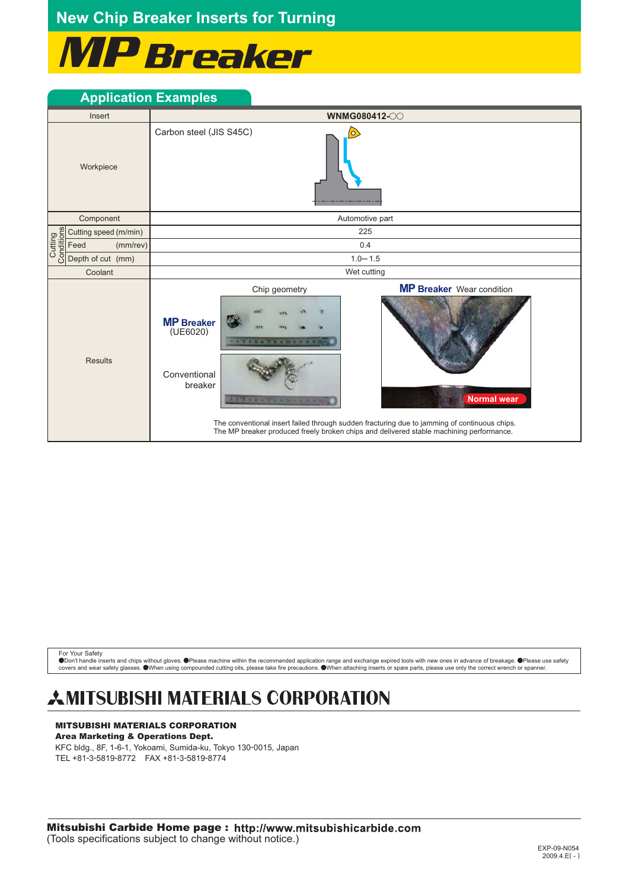## New Chip Breaker Inserts for Turning

# MP Breaker

## Application Examples

| Insert | WNMG080412-○○ |
|---|---|
| Workpiece | Carbon steel (JIS S45C) |
| Component | Automotive part |
| Cutting Conditions — Cutting speed (m/min) | 225 |
| Cutting Conditions — Feed (mm/rev) | 0.4 |
| Cutting Conditions — Depth of cut (mm) | 1.0 – 1.5 |
| Coolant | Wet cutting |
| Results | Chip geometry: MP Breaker (UE6020) / Conventional breaker. MP Breaker Wear condition: Normal wear. The conventional insert failed through sudden fracturing due to jamming of continuous chips. The MP breaker produced freely broken chips and delivered stable machining performance. |

For Your Safety
●Don't handle inserts and chips without gloves. ●Please machine within the recommended application range and exchange expired tools with new ones in advance of breakage. ●Please use safety covers and wear safety glasses. ●When using compounded cutting oils, please take fire precautions. ●When attaching inserts or spare parts, please use only the correct wrench or spanner.

**MITSUBISHI MATERIALS CORPORATION**

**MITSUBISHI MATERIALS CORPORATION**
**Area Marketing & Operations Dept.**
KFC bldg., 8F, 1-6-1, Yokoami, Sumida-ku, Tokyo 130-0015, Japan
TEL +81-3-5819-8772 FAX +81-3-5819-8774

**Mitsubishi Carbide Home page : http://www.mitsubishicarbide.com**
(Tools specifications subject to change without notice.)

EXP-09-N054
2009.4.E( - )